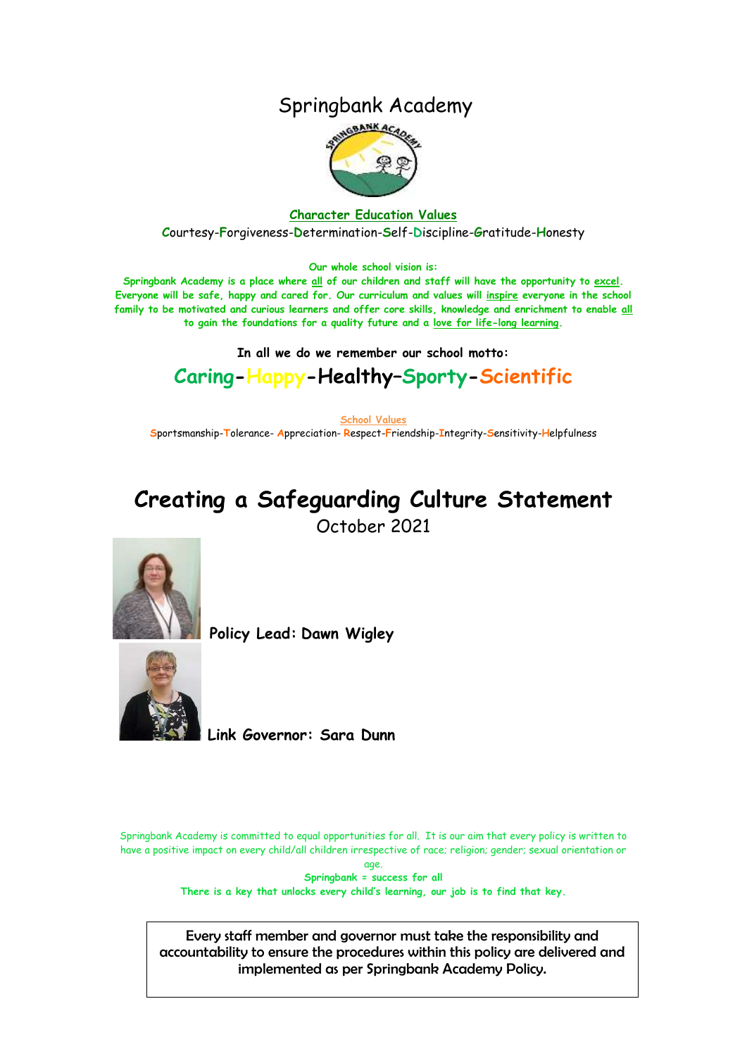# Springbank Academy

**Character Education Values**

Courtesy-Forgiveness-Determination-Self-Discipline-Gratitude-Honesty

**Our whole school vision is:**

**Springbank Academy is a place where all of our children and staff will have the opportunity to excel. Everyone will be safe, happy and cared for. Our curriculum and values will inspire everyone in the school family to be motivated and curious learners and offer core skills, knowledge and enrichment to enable all to gain the foundations for a quality future and a love for life-long learning.**

**In all we do we remember our school motto:**

## Caring-Happy-Healthy–Sporty-Scientific

School Values

Sportsmanship-Tolerance- Appreciation- Respect-Friendship-Integrity-Sensitivity-Helpfulness

# Creating a Safeguarding Culture Statement

October 2021

**Policy Lead: Dawn Wigley**

**Link Governor: Sara Dunn**

Springbank Academy is committed to equal opportunities for all. It is our aim that every policy is written to have a positive impact on every child/all children irrespective of race; religion; gender; sexual orientation or age.

**Springbank = success for all**

**There is a key that unlocks every child's learning, our job is to find that key.**

Every staff member and governor must take the responsibility and accountability to ensure the procedures within this policy are delivered and implemented as per Springbank Academy Policy.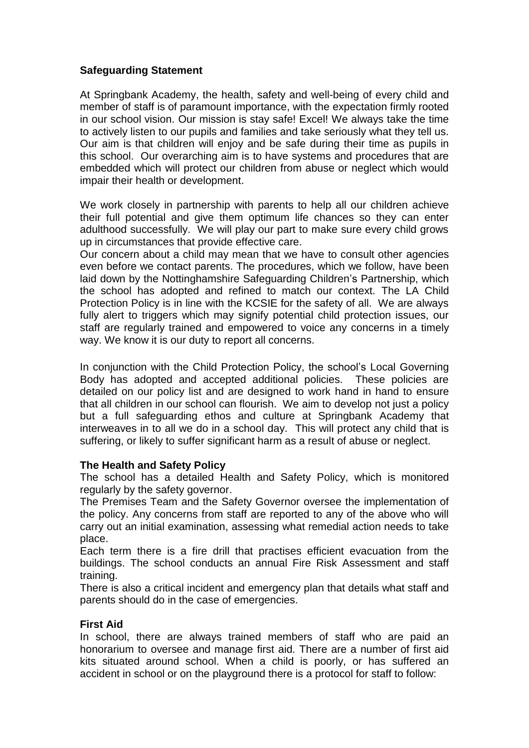**Safeguarding Statement**

At Springbank Academy, the health, safety and well-being of every child and member of staff is of paramount importance, with the expectation firmly rooted in our school vision. Our mission is stay safe! Excel! We always take the time to actively listen to our pupils and families and take seriously what they tell us. Our aim is that children will enjoy and be safe during their time as pupils in this school. Our overarching aim is to have systems and procedures that are embedded which will protect our children from abuse or neglect which would impair their health or development.

We work closely in partnership with parents to help all our children achieve their full potential and give them optimum life chances so they can enter adulthood successfully. We will play our part to make sure every child grows up in circumstances that provide effective care.

Our concern about a child may mean that we have to consult other agencies even before we contact parents. The procedures, which we follow, have been laid down by the Nottinghamshire Safeguarding Children's Partnership, which the school has adopted and refined to match our context. The LA Child Protection Policy is in line with the KCSIE for the safety of all. We are always fully alert to triggers which may signify potential child protection issues, our staff are regularly trained and empowered to voice any concerns in a timely way. We know it is our duty to report all concerns.

In conjunction with the Child Protection Policy, the school's Local Governing Body has adopted and accepted additional policies. These policies are detailed on our policy list and are designed to work hand in hand to ensure that all children in our school can flourish. We aim to develop not just a policy but a full safeguarding ethos and culture at Springbank Academy that interweaves in to all we do in a school day. This will protect any child that is suffering, or likely to suffer significant harm as a result of abuse or neglect.

**The Health and Safety Policy**

The school has a detailed Health and Safety Policy, which is monitored regularly by the safety governor.

The Premises Team and the Safety Governor oversee the implementation of the policy. Any concerns from staff are reported to any of the above who will carry out an initial examination, assessing what remedial action needs to take place.

Each term there is a fire drill that practises efficient evacuation from the buildings. The school conducts an annual Fire Risk Assessment and staff training.

There is also a critical incident and emergency plan that details what staff and parents should do in the case of emergencies.

**First Aid**

In school, there are always trained members of staff who are paid an honorarium to oversee and manage first aid. There are a number of first aid kits situated around school. When a child is poorly, or has suffered an accident in school or on the playground there is a protocol for staff to follow: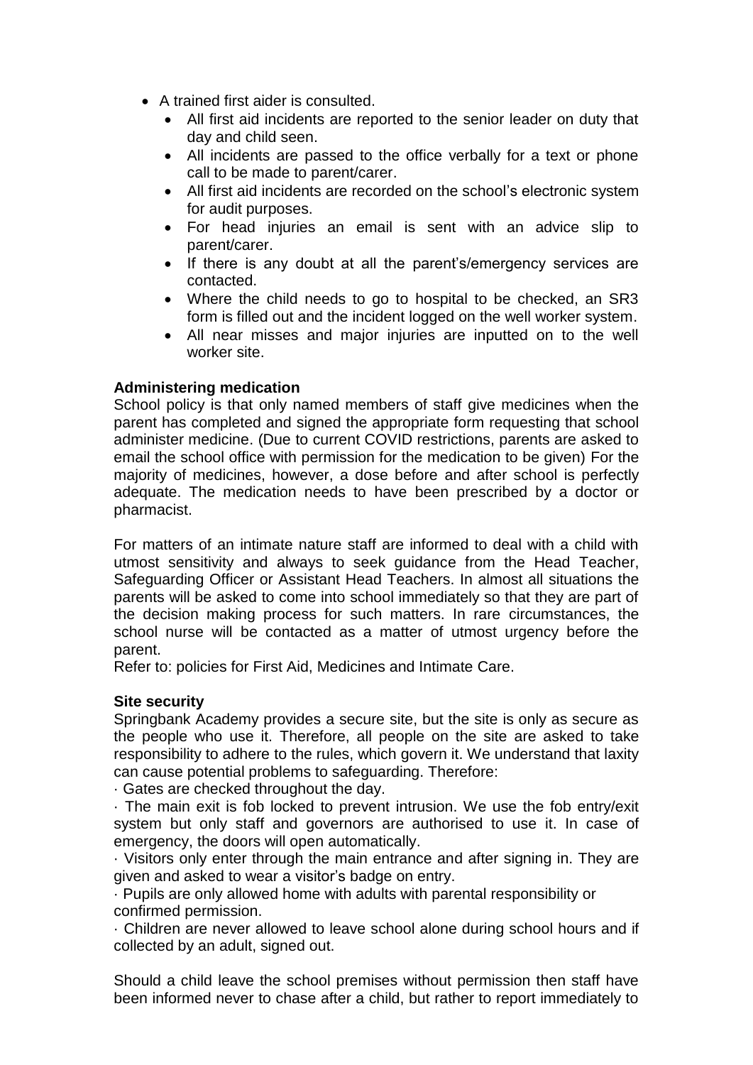- A trained first aider is consulted.
  - All first aid incidents are reported to the senior leader on duty that day and child seen.
  - All incidents are passed to the office verbally for a text or phone call to be made to parent/carer.
  - All first aid incidents are recorded on the school's electronic system for audit purposes.
  - For head injuries an email is sent with an advice slip to parent/carer.
  - If there is any doubt at all the parent's/emergency services are contacted.
  - Where the child needs to go to hospital to be checked, an SR3 form is filled out and the incident logged on the well worker system.
  - All near misses and major injuries are inputted on to the well worker site.

**Administering medication**

School policy is that only named members of staff give medicines when the parent has completed and signed the appropriate form requesting that school administer medicine. (Due to current COVID restrictions, parents are asked to email the school office with permission for the medication to be given) For the majority of medicines, however, a dose before and after school is perfectly adequate. The medication needs to have been prescribed by a doctor or pharmacist.

For matters of an intimate nature staff are informed to deal with a child with utmost sensitivity and always to seek guidance from the Head Teacher, Safeguarding Officer or Assistant Head Teachers. In almost all situations the parents will be asked to come into school immediately so that they are part of the decision making process for such matters. In rare circumstances, the school nurse will be contacted as a matter of utmost urgency before the parent.

Refer to: policies for First Aid, Medicines and Intimate Care.

**Site security**

Springbank Academy provides a secure site, but the site is only as secure as the people who use it. Therefore, all people on the site are asked to take responsibility to adhere to the rules, which govern it. We understand that laxity can cause potential problems to safeguarding. Therefore:

· Gates are checked throughout the day.

· The main exit is fob locked to prevent intrusion. We use the fob entry/exit system but only staff and governors are authorised to use it. In case of emergency, the doors will open automatically.

· Visitors only enter through the main entrance and after signing in. They are given and asked to wear a visitor's badge on entry.

· Pupils are only allowed home with adults with parental responsibility or confirmed permission.

· Children are never allowed to leave school alone during school hours and if collected by an adult, signed out.

Should a child leave the school premises without permission then staff have been informed never to chase after a child, but rather to report immediately to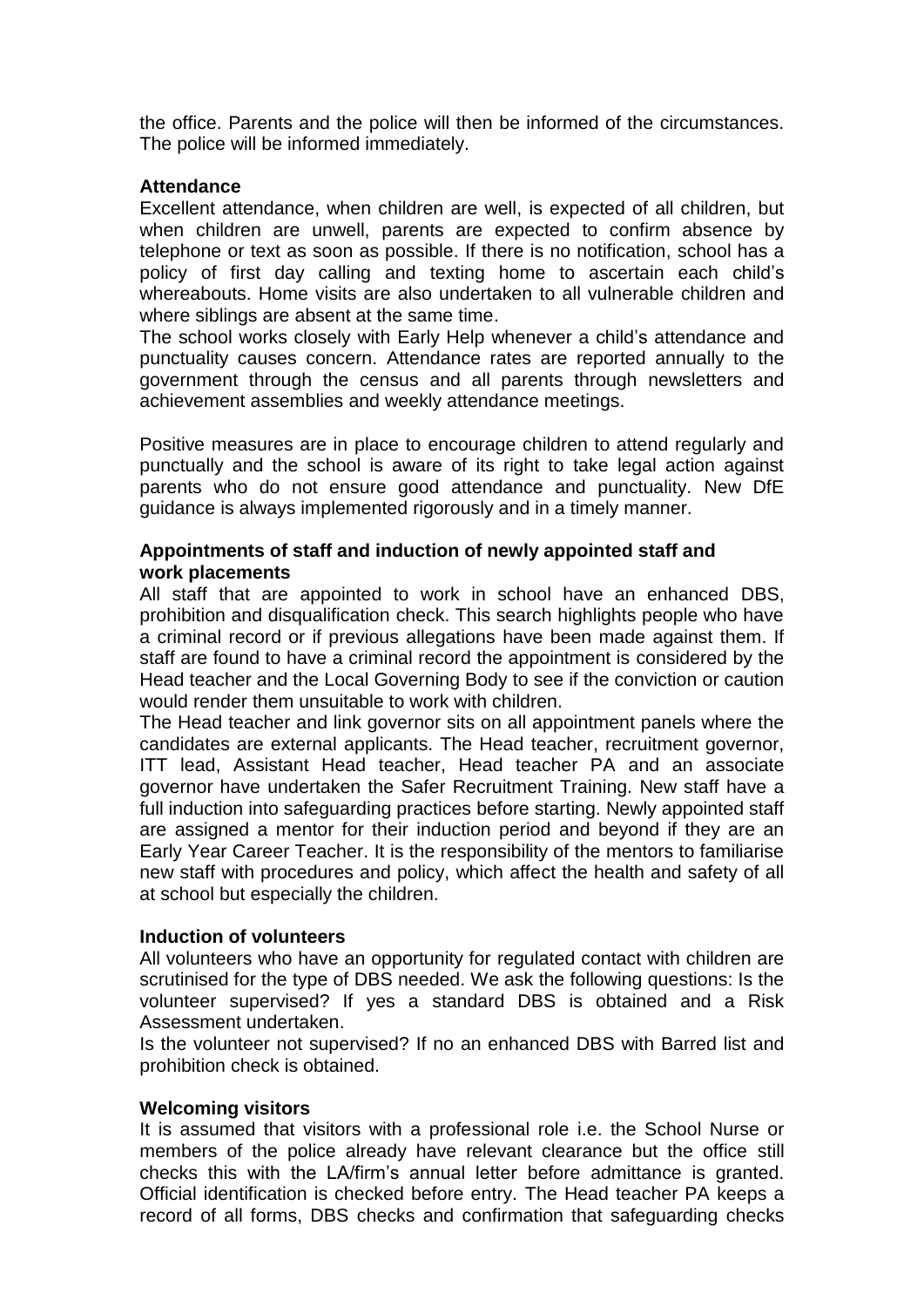the office. Parents and the police will then be informed of the circumstances. The police will be informed immediately.

**Attendance**

Excellent attendance, when children are well, is expected of all children, but when children are unwell, parents are expected to confirm absence by telephone or text as soon as possible. If there is no notification, school has a policy of first day calling and texting home to ascertain each child's whereabouts. Home visits are also undertaken to all vulnerable children and where siblings are absent at the same time.

The school works closely with Early Help whenever a child's attendance and punctuality causes concern. Attendance rates are reported annually to the government through the census and all parents through newsletters and achievement assemblies and weekly attendance meetings.

Positive measures are in place to encourage children to attend regularly and punctually and the school is aware of its right to take legal action against parents who do not ensure good attendance and punctuality. New DfE guidance is always implemented rigorously and in a timely manner.

**Appointments of staff and induction of newly appointed staff and work placements**

All staff that are appointed to work in school have an enhanced DBS, prohibition and disqualification check. This search highlights people who have a criminal record or if previous allegations have been made against them. If staff are found to have a criminal record the appointment is considered by the Head teacher and the Local Governing Body to see if the conviction or caution would render them unsuitable to work with children.

The Head teacher and link governor sits on all appointment panels where the candidates are external applicants. The Head teacher, recruitment governor, ITT lead, Assistant Head teacher, Head teacher PA and an associate governor have undertaken the Safer Recruitment Training. New staff have a full induction into safeguarding practices before starting. Newly appointed staff are assigned a mentor for their induction period and beyond if they are an Early Year Career Teacher. It is the responsibility of the mentors to familiarise new staff with procedures and policy, which affect the health and safety of all at school but especially the children.

**Induction of volunteers**

All volunteers who have an opportunity for regulated contact with children are scrutinised for the type of DBS needed. We ask the following questions: Is the volunteer supervised? If yes a standard DBS is obtained and a Risk Assessment undertaken.

Is the volunteer not supervised? If no an enhanced DBS with Barred list and prohibition check is obtained.

**Welcoming visitors**

It is assumed that visitors with a professional role i.e. the School Nurse or members of the police already have relevant clearance but the office still checks this with the LA/firm's annual letter before admittance is granted. Official identification is checked before entry. The Head teacher PA keeps a record of all forms, DBS checks and confirmation that safeguarding checks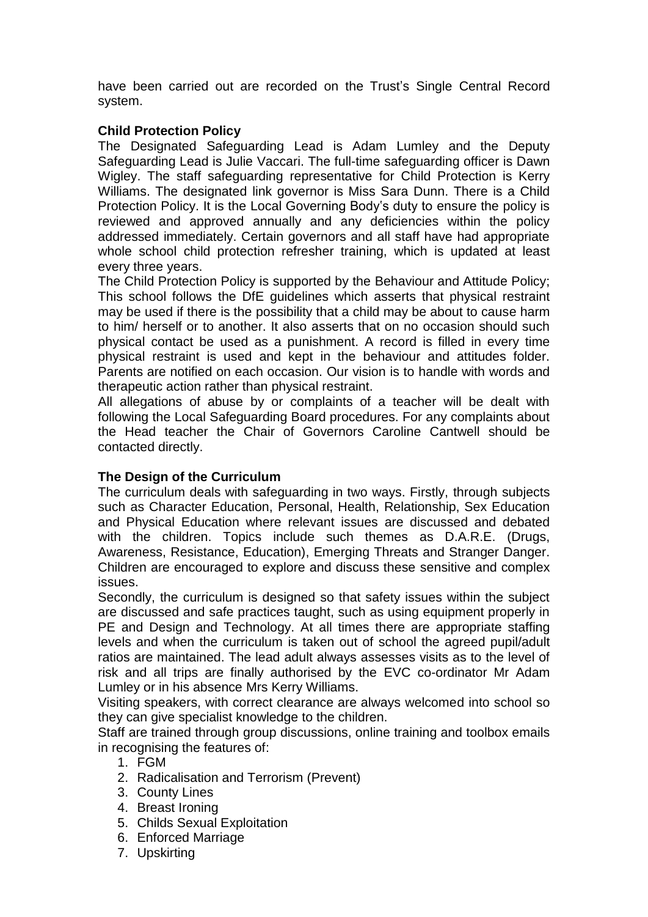have been carried out are recorded on the Trust's Single Central Record system.

**Child Protection Policy**

The Designated Safeguarding Lead is Adam Lumley and the Deputy Safeguarding Lead is Julie Vaccari. The full-time safeguarding officer is Dawn Wigley. The staff safeguarding representative for Child Protection is Kerry Williams. The designated link governor is Miss Sara Dunn. There is a Child Protection Policy. It is the Local Governing Body's duty to ensure the policy is reviewed and approved annually and any deficiencies within the policy addressed immediately. Certain governors and all staff have had appropriate whole school child protection refresher training, which is updated at least every three years.

The Child Protection Policy is supported by the Behaviour and Attitude Policy; This school follows the DfE guidelines which asserts that physical restraint may be used if there is the possibility that a child may be about to cause harm to him/ herself or to another. It also asserts that on no occasion should such physical contact be used as a punishment. A record is filled in every time physical restraint is used and kept in the behaviour and attitudes folder. Parents are notified on each occasion. Our vision is to handle with words and therapeutic action rather than physical restraint.

All allegations of abuse by or complaints of a teacher will be dealt with following the Local Safeguarding Board procedures. For any complaints about the Head teacher the Chair of Governors Caroline Cantwell should be contacted directly.

**The Design of the Curriculum**

The curriculum deals with safeguarding in two ways. Firstly, through subjects such as Character Education, Personal, Health, Relationship, Sex Education and Physical Education where relevant issues are discussed and debated with the children. Topics include such themes as D.A.R.E. (Drugs, Awareness, Resistance, Education), Emerging Threats and Stranger Danger. Children are encouraged to explore and discuss these sensitive and complex issues.

Secondly, the curriculum is designed so that safety issues within the subject are discussed and safe practices taught, such as using equipment properly in PE and Design and Technology. At all times there are appropriate staffing levels and when the curriculum is taken out of school the agreed pupil/adult ratios are maintained. The lead adult always assesses visits as to the level of risk and all trips are finally authorised by the EVC co-ordinator Mr Adam Lumley or in his absence Mrs Kerry Williams.

Visiting speakers, with correct clearance are always welcomed into school so they can give specialist knowledge to the children.

Staff are trained through group discussions, online training and toolbox emails in recognising the features of:

1. FGM
2. Radicalisation and Terrorism (Prevent)
3. County Lines
4. Breast Ironing
5. Childs Sexual Exploitation
6. Enforced Marriage
7. Upskirting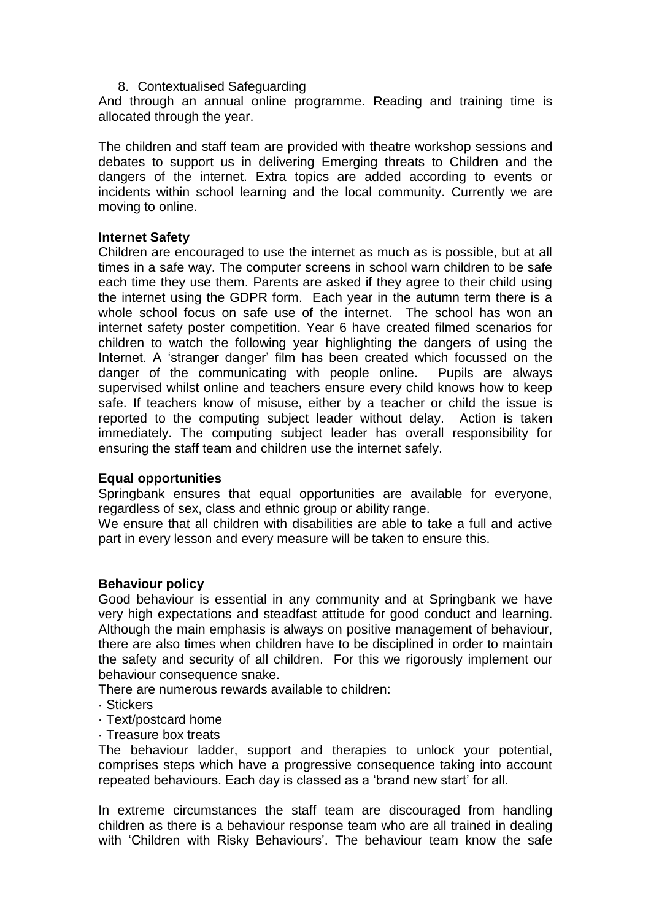8. Contextualised Safeguarding

And through an annual online programme. Reading and training time is allocated through the year.

The children and staff team are provided with theatre workshop sessions and debates to support us in delivering Emerging threats to Children and the dangers of the internet. Extra topics are added according to events or incidents within school learning and the local community. Currently we are moving to online.

**Internet Safety**

Children are encouraged to use the internet as much as is possible, but at all times in a safe way. The computer screens in school warn children to be safe each time they use them. Parents are asked if they agree to their child using the internet using the GDPR form. Each year in the autumn term there is a whole school focus on safe use of the internet. The school has won an internet safety poster competition. Year 6 have created filmed scenarios for children to watch the following year highlighting the dangers of using the Internet. A 'stranger danger' film has been created which focussed on the danger of the communicating with people online. Pupils are always supervised whilst online and teachers ensure every child knows how to keep safe. If teachers know of misuse, either by a teacher or child the issue is reported to the computing subject leader without delay. Action is taken immediately. The computing subject leader has overall responsibility for ensuring the staff team and children use the internet safely.

**Equal opportunities**

Springbank ensures that equal opportunities are available for everyone, regardless of sex, class and ethnic group or ability range.

We ensure that all children with disabilities are able to take a full and active part in every lesson and every measure will be taken to ensure this.

**Behaviour policy**

Good behaviour is essential in any community and at Springbank we have very high expectations and steadfast attitude for good conduct and learning. Although the main emphasis is always on positive management of behaviour, there are also times when children have to be disciplined in order to maintain the safety and security of all children. For this we rigorously implement our behaviour consequence snake.

There are numerous rewards available to children:

- Stickers
- Text/postcard home
- Treasure box treats

The behaviour ladder, support and therapies to unlock your potential, comprises steps which have a progressive consequence taking into account repeated behaviours. Each day is classed as a 'brand new start' for all.

In extreme circumstances the staff team are discouraged from handling children as there is a behaviour response team who are all trained in dealing with 'Children with Risky Behaviours'. The behaviour team know the safe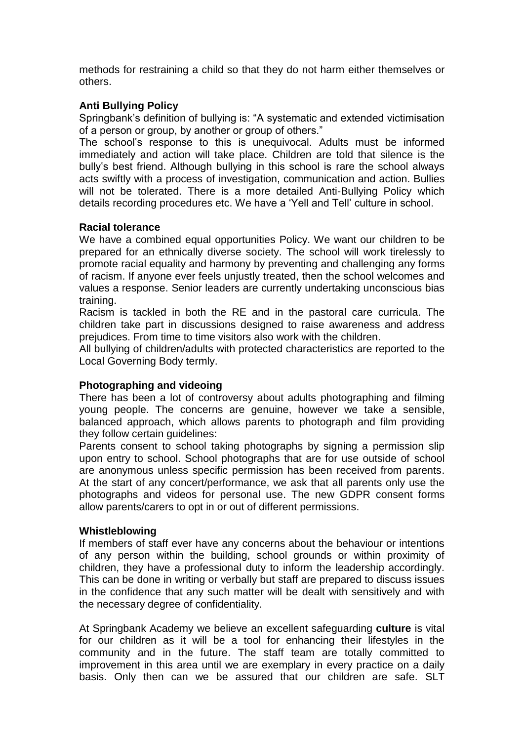methods for restraining a child so that they do not harm either themselves or others.

**Anti Bullying Policy**

Springbank's definition of bullying is: "A systematic and extended victimisation of a person or group, by another or group of others."

The school's response to this is unequivocal. Adults must be informed immediately and action will take place. Children are told that silence is the bully's best friend. Although bullying in this school is rare the school always acts swiftly with a process of investigation, communication and action. Bullies will not be tolerated. There is a more detailed Anti-Bullying Policy which details recording procedures etc. We have a 'Yell and Tell' culture in school.

**Racial tolerance**

We have a combined equal opportunities Policy. We want our children to be prepared for an ethnically diverse society. The school will work tirelessly to promote racial equality and harmony by preventing and challenging any forms of racism. If anyone ever feels unjustly treated, then the school welcomes and values a response. Senior leaders are currently undertaking unconscious bias training.

Racism is tackled in both the RE and in the pastoral care curricula. The children take part in discussions designed to raise awareness and address prejudices. From time to time visitors also work with the children.

All bullying of children/adults with protected characteristics are reported to the Local Governing Body termly.

**Photographing and videoing**

There has been a lot of controversy about adults photographing and filming young people. The concerns are genuine, however we take a sensible, balanced approach, which allows parents to photograph and film providing they follow certain guidelines:

Parents consent to school taking photographs by signing a permission slip upon entry to school. School photographs that are for use outside of school are anonymous unless specific permission has been received from parents. At the start of any concert/performance, we ask that all parents only use the photographs and videos for personal use. The new GDPR consent forms allow parents/carers to opt in or out of different permissions.

**Whistleblowing**

If members of staff ever have any concerns about the behaviour or intentions of any person within the building, school grounds or within proximity of children, they have a professional duty to inform the leadership accordingly. This can be done in writing or verbally but staff are prepared to discuss issues in the confidence that any such matter will be dealt with sensitively and with the necessary degree of confidentiality.

At Springbank Academy we believe an excellent safeguarding **culture** is vital for our children as it will be a tool for enhancing their lifestyles in the community and in the future. The staff team are totally committed to improvement in this area until we are exemplary in every practice on a daily basis. Only then can we be assured that our children are safe. SLT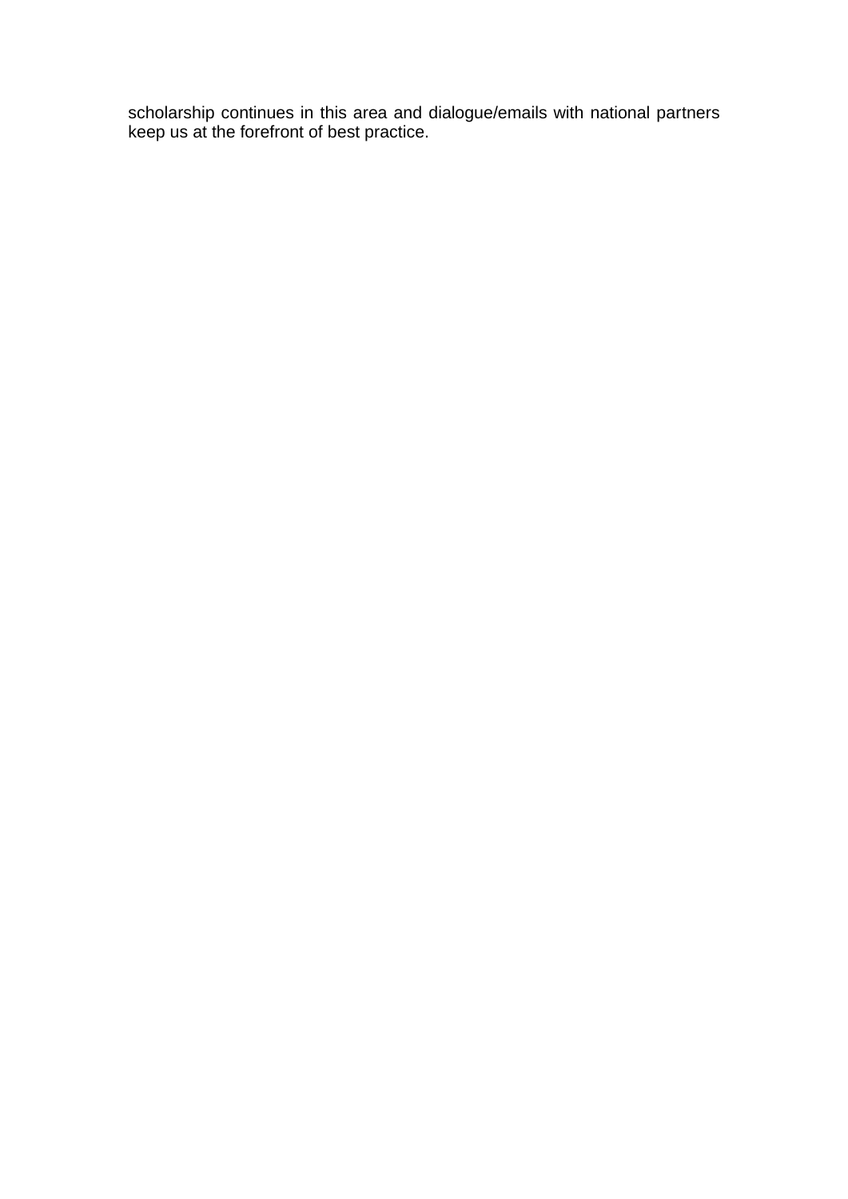scholarship continues in this area and dialogue/emails with national partners keep us at the forefront of best practice.